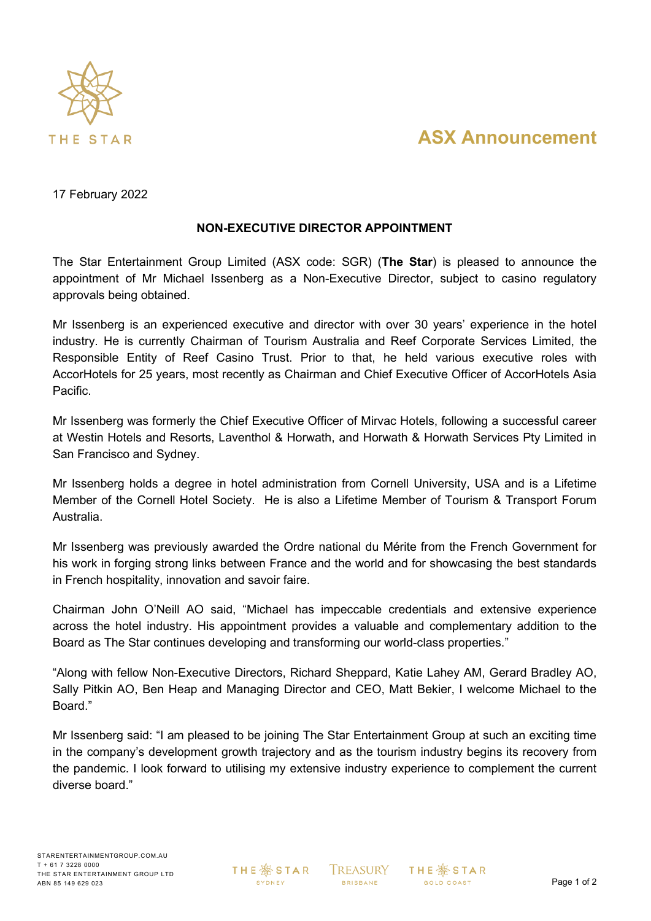# ASX Announcement

17 February 2022

**NON-EXECUTIVE DIRECTOR APPOINTMENT**

The Star Entertainment Group Limited (ASX code: SGR) (**The Star**) is pleased to announce the appointment of Mr Michael Issenberg as a Non-Executive Director, subject to casino regulatory approvals being obtained.

Mr Issenberg is an experienced executive and director with over 30 years' experience in the hotel industry. He is currently Chairman of Tourism Australia and Reef Corporate Services Limited, the Responsible Entity of Reef Casino Trust. Prior to that, he held various executive roles with AccorHotels for 25 years, most recently as Chairman and Chief Executive Officer of AccorHotels Asia Pacific.

Mr Issenberg was formerly the Chief Executive Officer of Mirvac Hotels, following a successful career at Westin Hotels and Resorts, Laventhol & Horwath, and Horwath & Horwath Services Pty Limited in San Francisco and Sydney.

Mr Issenberg holds a degree in hotel administration from Cornell University, USA and is a Lifetime Member of the Cornell Hotel Society. He is also a Lifetime Member of Tourism & Transport Forum Australia.

Mr Issenberg was previously awarded the Ordre national du Mérite from the French Government for his work in forging strong links between France and the world and for showcasing the best standards in French hospitality, innovation and savoir faire.

Chairman John O'Neill AO said, "Michael has impeccable credentials and extensive experience across the hotel industry. His appointment provides a valuable and complementary addition to the Board as The Star continues developing and transforming our world-class properties."

"Along with fellow Non-Executive Directors, Richard Sheppard, Katie Lahey AM, Gerard Bradley AO, Sally Pitkin AO, Ben Heap and Managing Director and CEO, Matt Bekier, I welcome Michael to the Board."

Mr Issenberg said: "I am pleased to be joining The Star Entertainment Group at such an exciting time in the company's development growth trajectory and as the tourism industry begins its recovery from the pandemic. I look forward to utilising my extensive industry experience to complement the current diverse board."

STARENTERTAINMENTGROUP.COM.AU
T + 61 7 3228 0000
THE STAR ENTERTAINMENT GROUP LTD
ABN 85 149 629 023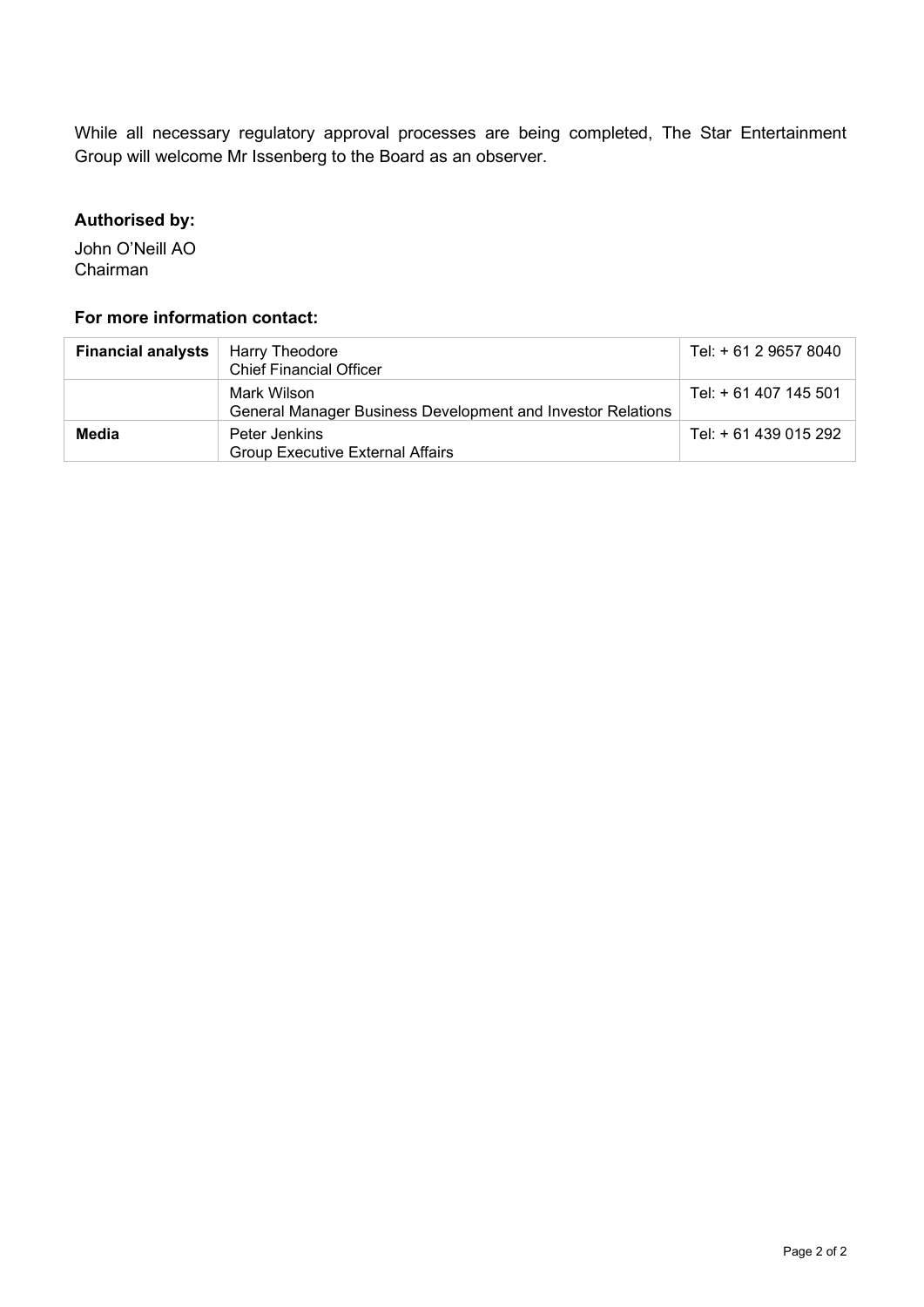While all necessary regulatory approval processes are being completed, The Star Entertainment Group will welcome Mr Issenberg to the Board as an observer.

**Authorised by:**

John O'Neill AO
Chairman

**For more information contact:**

| | | |
|---|---|---|
| **Financial analysts** | Harry Theodore<br>Chief Financial Officer | Tel: + 61 2 9657 8040 |
| | Mark Wilson<br>General Manager Business Development and Investor Relations | Tel: + 61 407 145 501 |
| **Media** | Peter Jenkins<br>Group Executive External Affairs | Tel: + 61 439 015 292 |